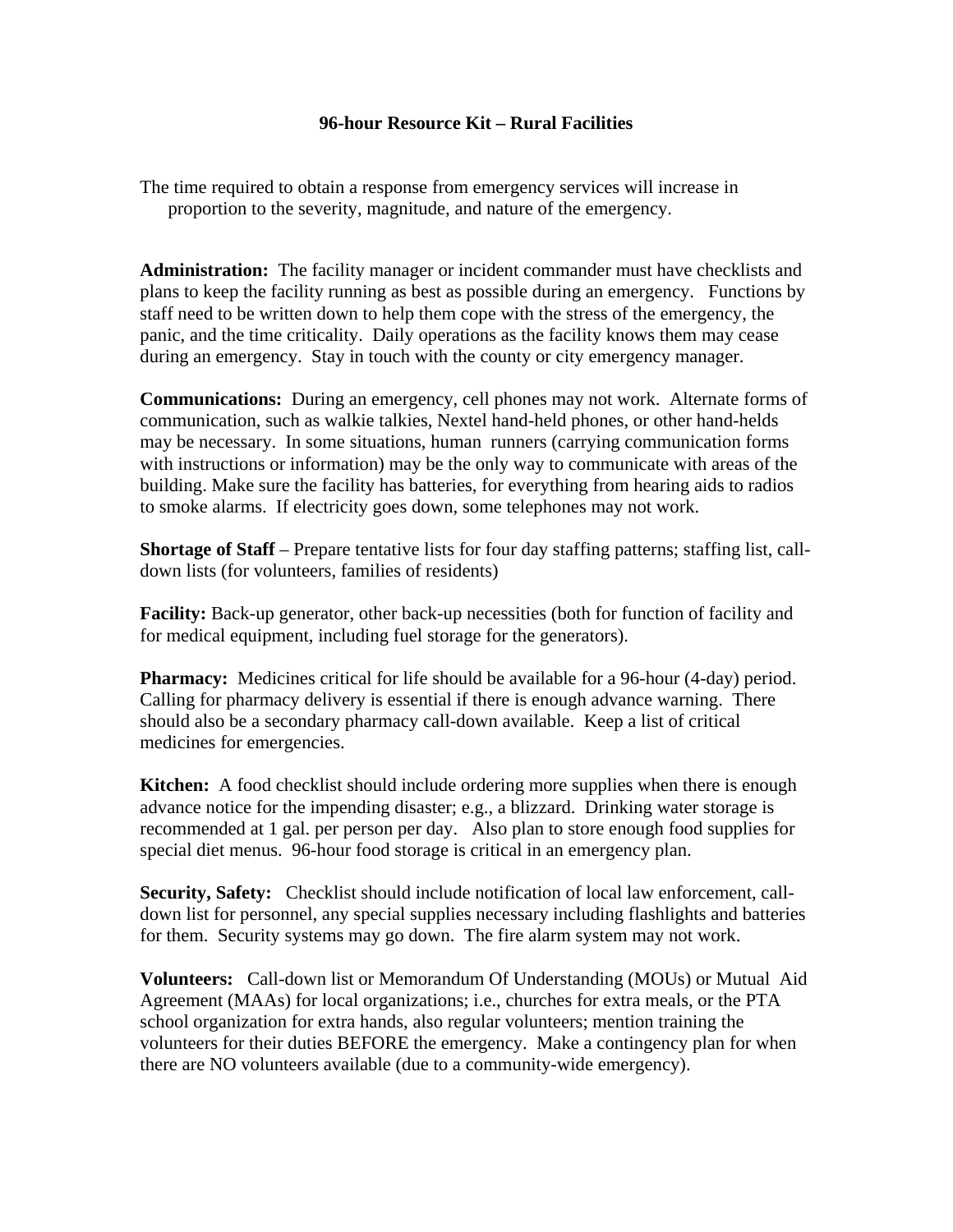# 96-hour Resource Kit – Rural Facilities

The time required to obtain a response from emergency services will increase in proportion to the severity, magnitude, and nature of the emergency.

**Administration:** The facility manager or incident commander must have checklists and plans to keep the facility running as best as possible during an emergency. Functions by staff need to be written down to help them cope with the stress of the emergency, the panic, and the time criticality. Daily operations as the facility knows them may cease during an emergency. Stay in touch with the county or city emergency manager.

**Communications:** During an emergency, cell phones may not work. Alternate forms of communication, such as walkie talkies, Nextel hand-held phones, or other hand-helds may be necessary. In some situations, human runners (carrying communication forms with instructions or information) may be the only way to communicate with areas of the building. Make sure the facility has batteries, for everything from hearing aids to radios to smoke alarms. If electricity goes down, some telephones may not work.

**Shortage of Staff** – Prepare tentative lists for four day staffing patterns; staffing list, call-down lists (for volunteers, families of residents)

**Facility:** Back-up generator, other back-up necessities (both for function of facility and for medical equipment, including fuel storage for the generators).

**Pharmacy:** Medicines critical for life should be available for a 96-hour (4-day) period. Calling for pharmacy delivery is essential if there is enough advance warning. There should also be a secondary pharmacy call-down available. Keep a list of critical medicines for emergencies.

**Kitchen:** A food checklist should include ordering more supplies when there is enough advance notice for the impending disaster; e.g., a blizzard. Drinking water storage is recommended at 1 gal. per person per day. Also plan to store enough food supplies for special diet menus. 96-hour food storage is critical in an emergency plan.

**Security, Safety:** Checklist should include notification of local law enforcement, call-down list for personnel, any special supplies necessary including flashlights and batteries for them. Security systems may go down. The fire alarm system may not work.

**Volunteers:** Call-down list or Memorandum Of Understanding (MOUs) or Mutual Aid Agreement (MAAs) for local organizations; i.e., churches for extra meals, or the PTA school organization for extra hands, also regular volunteers; mention training the volunteers for their duties BEFORE the emergency. Make a contingency plan for when there are NO volunteers available (due to a community-wide emergency).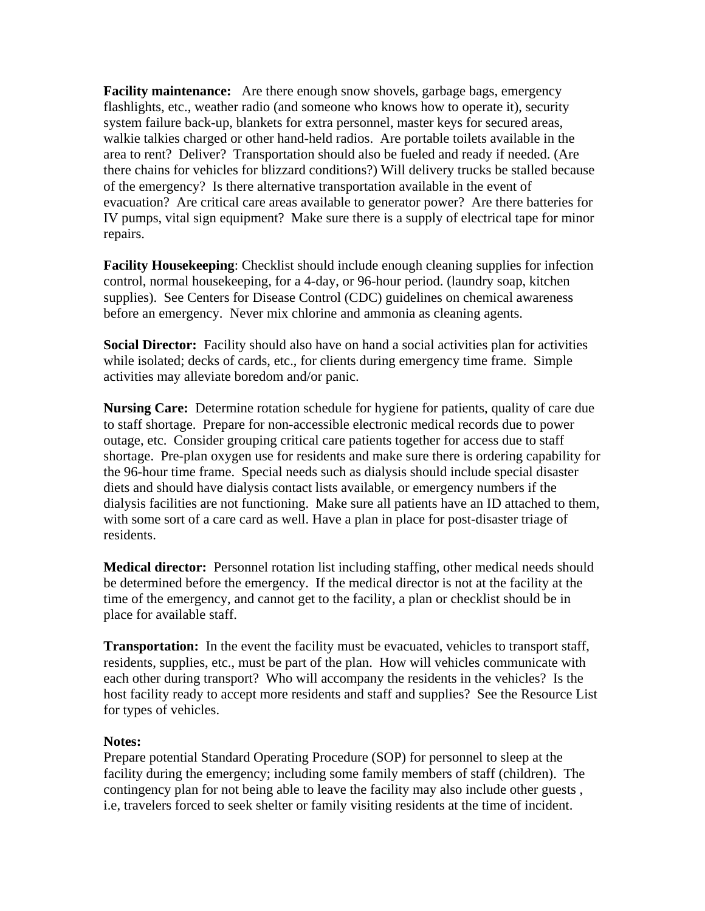**Facility maintenance:** Are there enough snow shovels, garbage bags, emergency flashlights, etc., weather radio (and someone who knows how to operate it), security system failure back-up, blankets for extra personnel, master keys for secured areas, walkie talkies charged or other hand-held radios. Are portable toilets available in the area to rent? Deliver? Transportation should also be fueled and ready if needed. (Are there chains for vehicles for blizzard conditions?) Will delivery trucks be stalled because of the emergency? Is there alternative transportation available in the event of evacuation? Are critical care areas available to generator power? Are there batteries for IV pumps, vital sign equipment? Make sure there is a supply of electrical tape for minor repairs.

**Facility Housekeeping**: Checklist should include enough cleaning supplies for infection control, normal housekeeping, for a 4-day, or 96-hour period. (laundry soap, kitchen supplies). See Centers for Disease Control (CDC) guidelines on chemical awareness before an emergency. Never mix chlorine and ammonia as cleaning agents.

**Social Director:** Facility should also have on hand a social activities plan for activities while isolated; decks of cards, etc., for clients during emergency time frame. Simple activities may alleviate boredom and/or panic.

**Nursing Care:** Determine rotation schedule for hygiene for patients, quality of care due to staff shortage. Prepare for non-accessible electronic medical records due to power outage, etc. Consider grouping critical care patients together for access due to staff shortage. Pre-plan oxygen use for residents and make sure there is ordering capability for the 96-hour time frame. Special needs such as dialysis should include special disaster diets and should have dialysis contact lists available, or emergency numbers if the dialysis facilities are not functioning. Make sure all patients have an ID attached to them, with some sort of a care card as well. Have a plan in place for post-disaster triage of residents.

**Medical director:** Personnel rotation list including staffing, other medical needs should be determined before the emergency. If the medical director is not at the facility at the time of the emergency, and cannot get to the facility, a plan or checklist should be in place for available staff.

**Transportation:** In the event the facility must be evacuated, vehicles to transport staff, residents, supplies, etc., must be part of the plan. How will vehicles communicate with each other during transport? Who will accompany the residents in the vehicles? Is the host facility ready to accept more residents and staff and supplies? See the Resource List for types of vehicles.

**Notes:**
Prepare potential Standard Operating Procedure (SOP) for personnel to sleep at the facility during the emergency; including some family members of staff (children). The contingency plan for not being able to leave the facility may also include other guests , i.e, travelers forced to seek shelter or family visiting residents at the time of incident.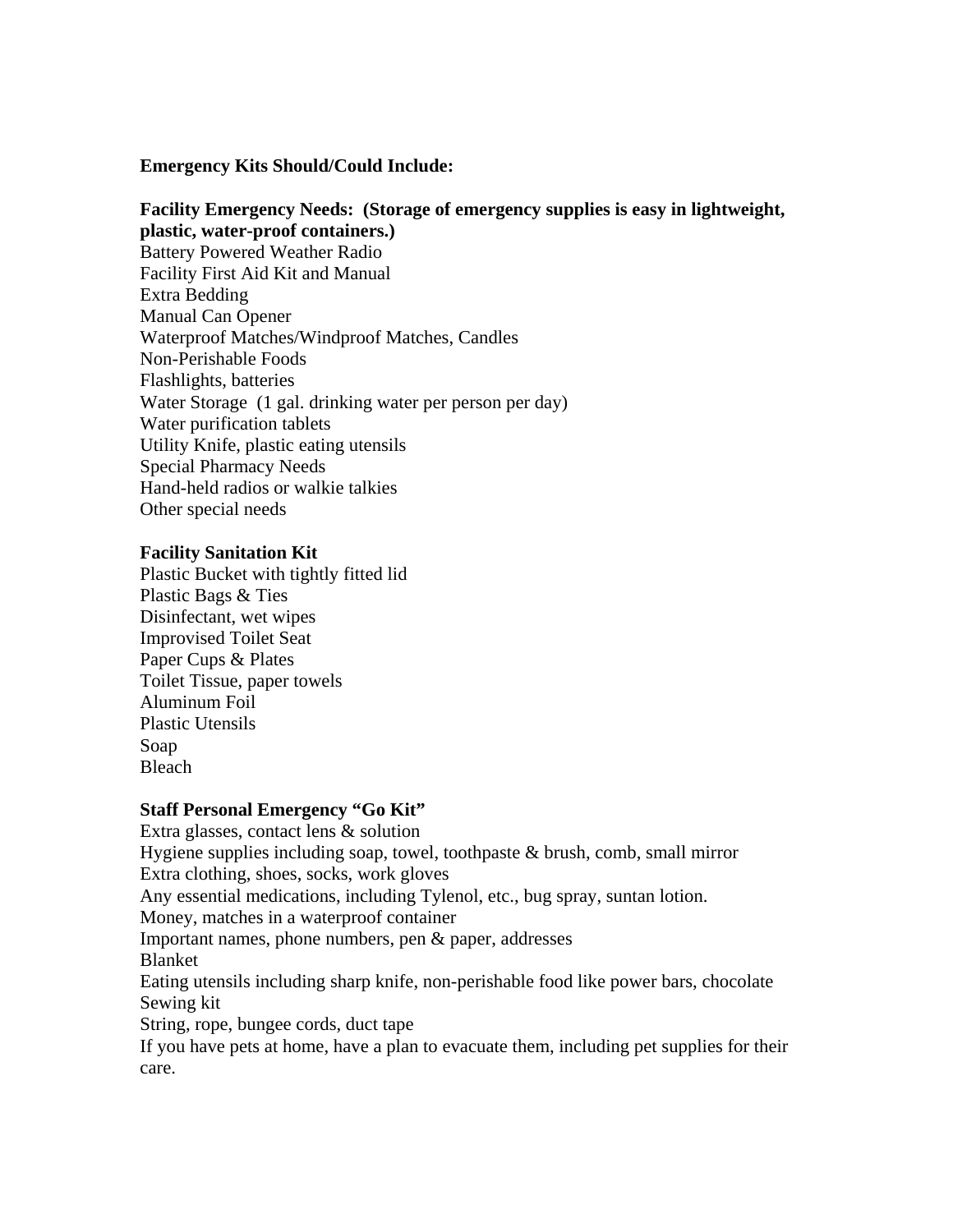**Emergency Kits Should/Could Include:**

**Facility Emergency Needs: (Storage of emergency supplies is easy in lightweight, plastic, water-proof containers.)**

Battery Powered Weather Radio
Facility First Aid Kit and Manual
Extra Bedding
Manual Can Opener
Waterproof Matches/Windproof Matches, Candles
Non-Perishable Foods
Flashlights, batteries
Water Storage (1 gal. drinking water per person per day)
Water purification tablets
Utility Knife, plastic eating utensils
Special Pharmacy Needs
Hand-held radios or walkie talkies
Other special needs

**Facility Sanitation Kit**

Plastic Bucket with tightly fitted lid
Plastic Bags & Ties
Disinfectant, wet wipes
Improvised Toilet Seat
Paper Cups & Plates
Toilet Tissue, paper towels
Aluminum Foil
Plastic Utensils
Soap
Bleach

**Staff Personal Emergency "Go Kit"**

Extra glasses, contact lens & solution
Hygiene supplies including soap, towel, toothpaste & brush, comb, small mirror
Extra clothing, shoes, socks, work gloves
Any essential medications, including Tylenol, etc., bug spray, suntan lotion.
Money, matches in a waterproof container
Important names, phone numbers, pen & paper, addresses
Blanket
Eating utensils including sharp knife, non-perishable food like power bars, chocolate
Sewing kit
String, rope, bungee cords, duct tape
If you have pets at home, have a plan to evacuate them, including pet supplies for their care.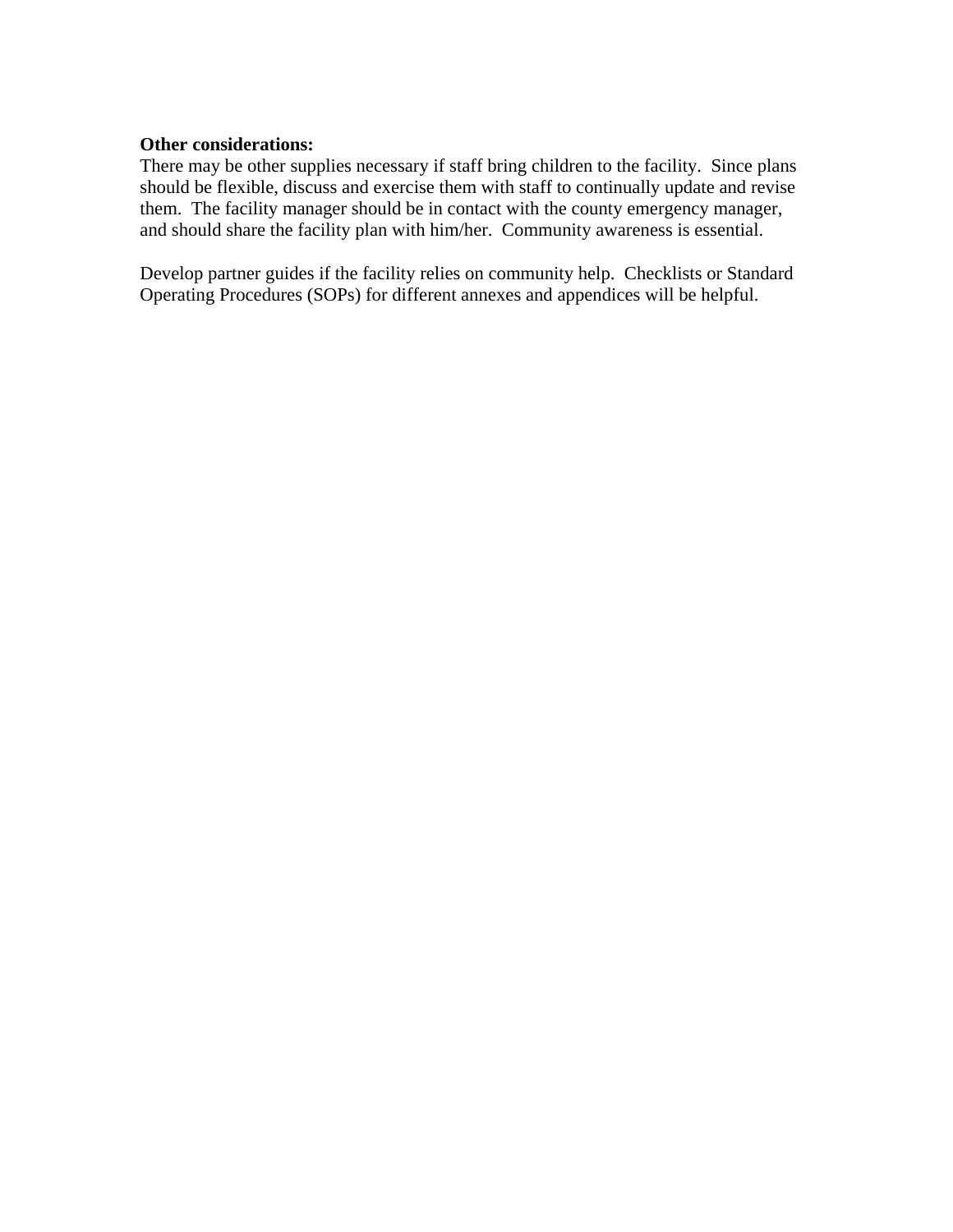**Other considerations:**
There may be other supplies necessary if staff bring children to the facility. Since plans should be flexible, discuss and exercise them with staff to continually update and revise them. The facility manager should be in contact with the county emergency manager, and should share the facility plan with him/her. Community awareness is essential.

Develop partner guides if the facility relies on community help. Checklists or Standard Operating Procedures (SOPs) for different annexes and appendices will be helpful.